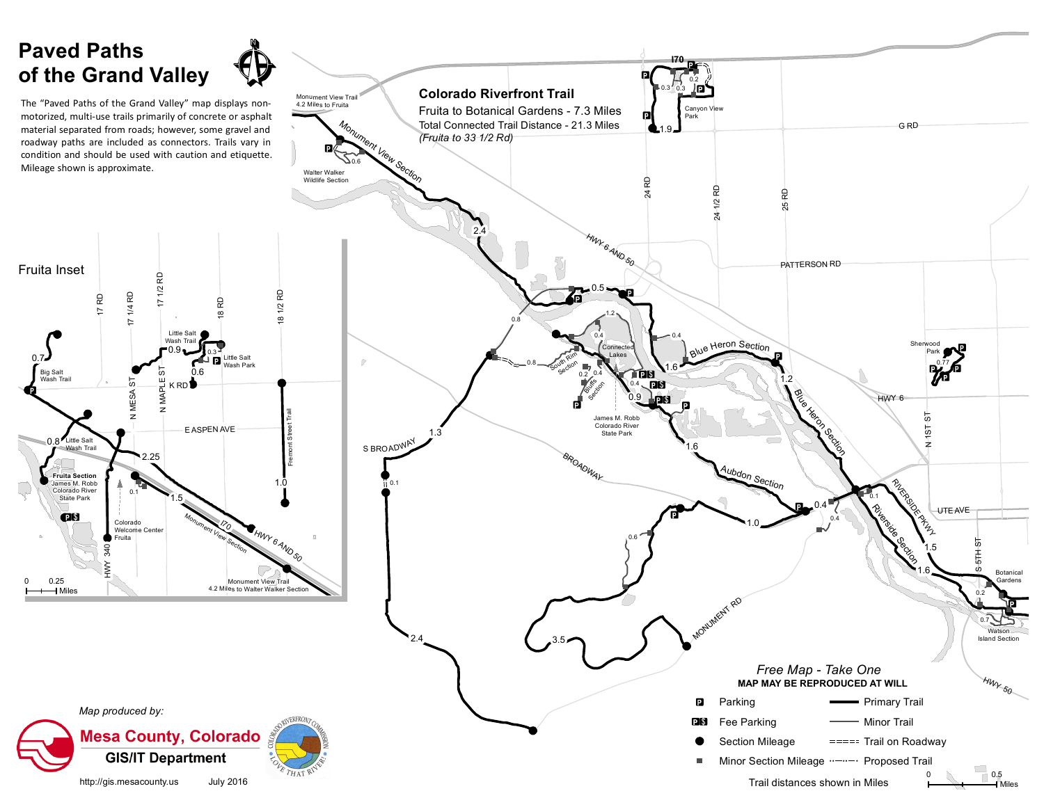# Paved Paths of the Grand Valley

The "Paved Paths of the Grand Valley" map displays non-motorized, multi-use trails primarily of concrete or asphalt material separated from roads; however, some gravel and roadway paths are included as connectors. Trails vary in condition and should be used with caution and etiquette. Mileage shown is approximate.

## Colorado Riverfront Trail

Fruita to Botanical Gardens - 7.3 Miles

Total Connected Trail Distance - 21.3 Miles

*(Fruita to 33 1/2 Rd)*

Monument View Trail 4.2 Miles to Fruita

Monument View Section

Walter Walker Wildlife Section

Canyon View Park

I70

G RD

24 RD

24 1/2 RD

25 RD

PATTERSON RD

HWY 6 AND 50

South Rim Section

Connected Lakes

Bluffs Section

James M. Robb Colorado River State Park

Blue Heron Section

Aubdon Section

Riverside Section

RIVERSIDE PKWY

Sherwood Park

HWY 6

N 1ST ST

UTE AVE

S 5TH ST

Botanical Gardens

Watson Island Section

S BROADWAY

BROADWAY

MONUMENT RD

HWY 50

## Fruita Inset

17 RD

17 1/4 RD

17 1/2 RD

18 RD

18 1/2 RD

N MESA ST

N MAPLE ST

K RD

E ASPEN AVE

Fremont Street Trail

Big Salt Wash Trail

Little Salt Wash Trail

Little Salt Wash Park

Fruita Section

James M. Robb Colorado River State Park

Colorado Welcome Center Fruita

HWY 340

I70

HWY 6 AND 50

Monument View Section

Monument View Trail 4.2 Miles to Walter Walker Section

0 0.25 Miles

*Free Map - Take One*

**MAP MAY BE REPRODUCED AT WILL**

| Symbol | Meaning |
| --- | --- |
| P | Parking |
| P $ | Fee Parking |
| ● | Section Mileage |
| ■ | Minor Section Mileage |
| ━━ | Primary Trail |
| ── | Minor Trail |
| ===== | Trail on Roadway |
| ·-··-· | Proposed Trail |

Trail distances shown in Miles

0 0.5 Miles

*Map produced by:*

**Mesa County, Colorado**

**GIS/IT Department**

Colorado Riverfront Commission — Love That River!

http://gis.mesacounty.us

July 2016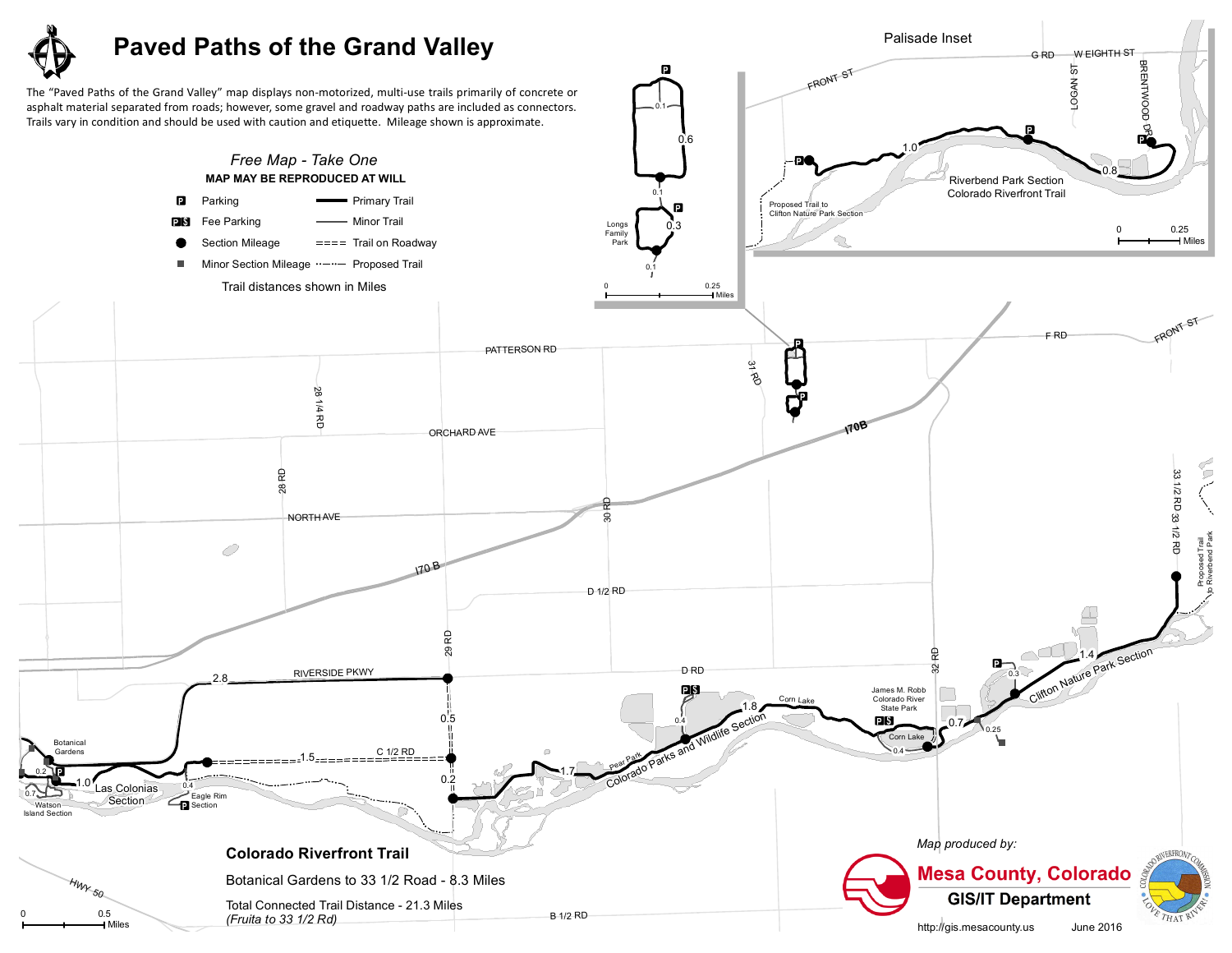# Paved Paths of the Grand Valley

The "Paved Paths of the Grand Valley" map displays non-motorized, multi-use trails primarily of concrete or asphalt material separated from roads; however, some gravel and roadway paths are included as connectors. Trails vary in condition and should be used with caution and etiquette. Mileage shown is approximate.

*Free Map - Take One*

**MAP MAY BE REPRODUCED AT WILL**

- P Parking
- P$ Fee Parking
- Section Mileage
- Minor Section Mileage
- Primary Trail
- Minor Trail
- Trail on Roadway
- Proposed Trail

Trail distances shown in Miles

Palisade Inset

G RD
W EIGHTH ST
FRONT ST
LOGAN ST
BRENTWOOD DR
1.0
0.8
Riverbend Park Section
Colorado Riverfront Trail
Proposed Trail to Clifton Nature Park Section
0 0.25 Miles

Longs Family Park
0.1
0.6
0.1
0.3
0.1
0 0.25 Miles

PATTERSON RD
F RD
FRONT ST
31 RD
28 1/4 RD
ORCHARD AVE
I70B
28 RD
30 RD
NORTH AVE
I70 B
D 1/2 RD
33 1/2 RD
33 1/2 RD
Proposed Trail to Riverbend Park
29 RD
D RD
32 RD
RIVERSIDE PKWY
2.8
0.5
C 1/2 RD
1.5
0.2
Botanical Gardens
0.2
0.7
1.0
Watson Island Section
Las Colonias Section
0.4
Eagle Rim Section
1.7
Pear Park
Colorado Parks and Wildlife Section
0.4
1.8
Corn Lake
James M. Robb Colorado River State Park
Corn Lake
0.4
0.7
0.25
0.3
1.4
Clifton Nature Park Section

**Colorado Riverfront Trail**

Botanical Gardens to 33 1/2 Road - 8.3 Miles

Total Connected Trail Distance - 21.3 Miles
*(Fruita to 33 1/2 Rd)*

HWY 50
B 1/2 RD
0 0.5 Miles

*Map produced by:*

**Mesa County, Colorado**

**GIS/IT Department**

http://gis.mesacounty.us June 2016

COLORADO RIVERFRONT COMMISSION
LOVE THAT RIVER!